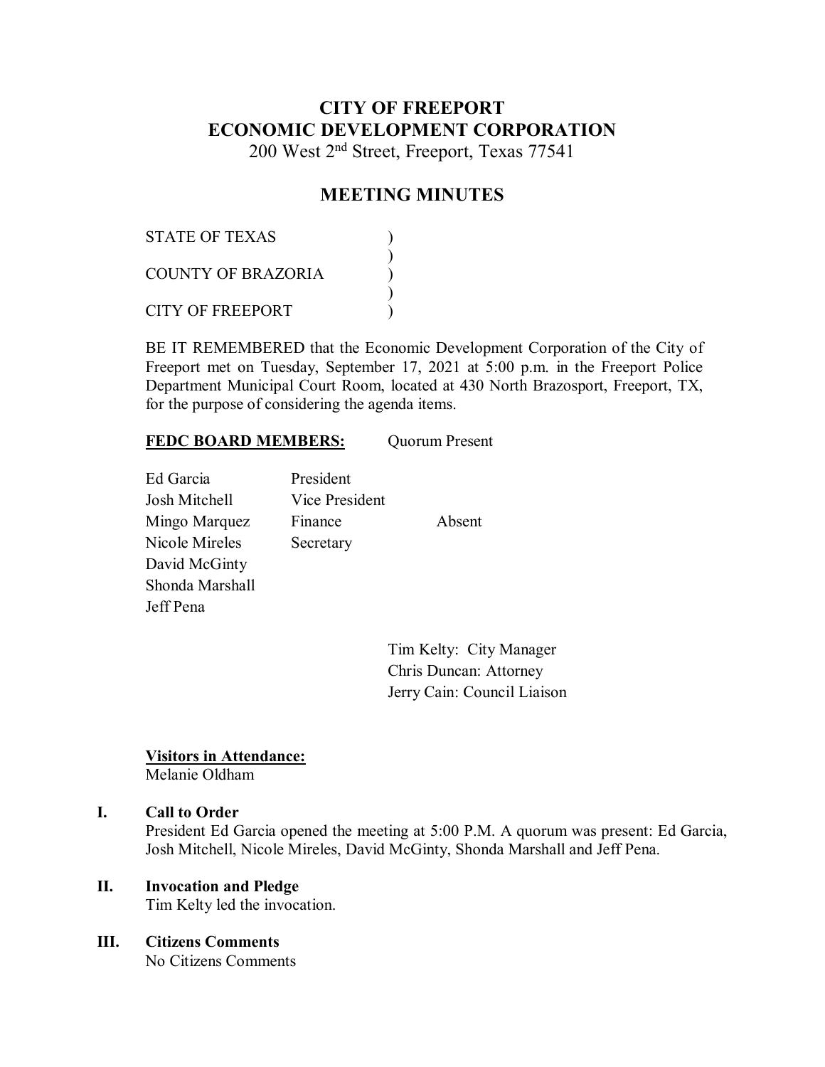# CITY OF FREEPORT
# ECONOMIC DEVELOPMENT CORPORATION

200 West 2nd Street, Freeport, Texas 77541

## MEETING MINUTES

STATE OF TEXAS )
)
COUNTY OF BRAZORIA )
)
CITY OF FREEPORT )

BE IT REMEMBERED that the Economic Development Corporation of the City of Freeport met on Tuesday, September 17, 2021 at 5:00 p.m. in the Freeport Police Department Municipal Court Room, located at 430 North Brazosport, Freeport, TX, for the purpose of considering the agenda items.

**FEDC BOARD MEMBERS:** Quorum Present

| | | |
|---|---|---|
| Ed Garcia | President | |
| Josh Mitchell | Vice President | |
| Mingo Marquez | Finance | Absent |
| Nicole Mireles | Secretary | |
| David McGinty | | |
| Shonda Marshall | | |
| Jeff Pena | | |

Tim Kelty: City Manager
Chris Duncan: Attorney
Jerry Cain: Council Liaison

**Visitors in Attendance:**
Melanie Oldham

**I. Call to Order**
President Ed Garcia opened the meeting at 5:00 P.M. A quorum was present: Ed Garcia, Josh Mitchell, Nicole Mireles, David McGinty, Shonda Marshall and Jeff Pena.

**II. Invocation and Pledge**
Tim Kelty led the invocation.

**III. Citizens Comments**
No Citizens Comments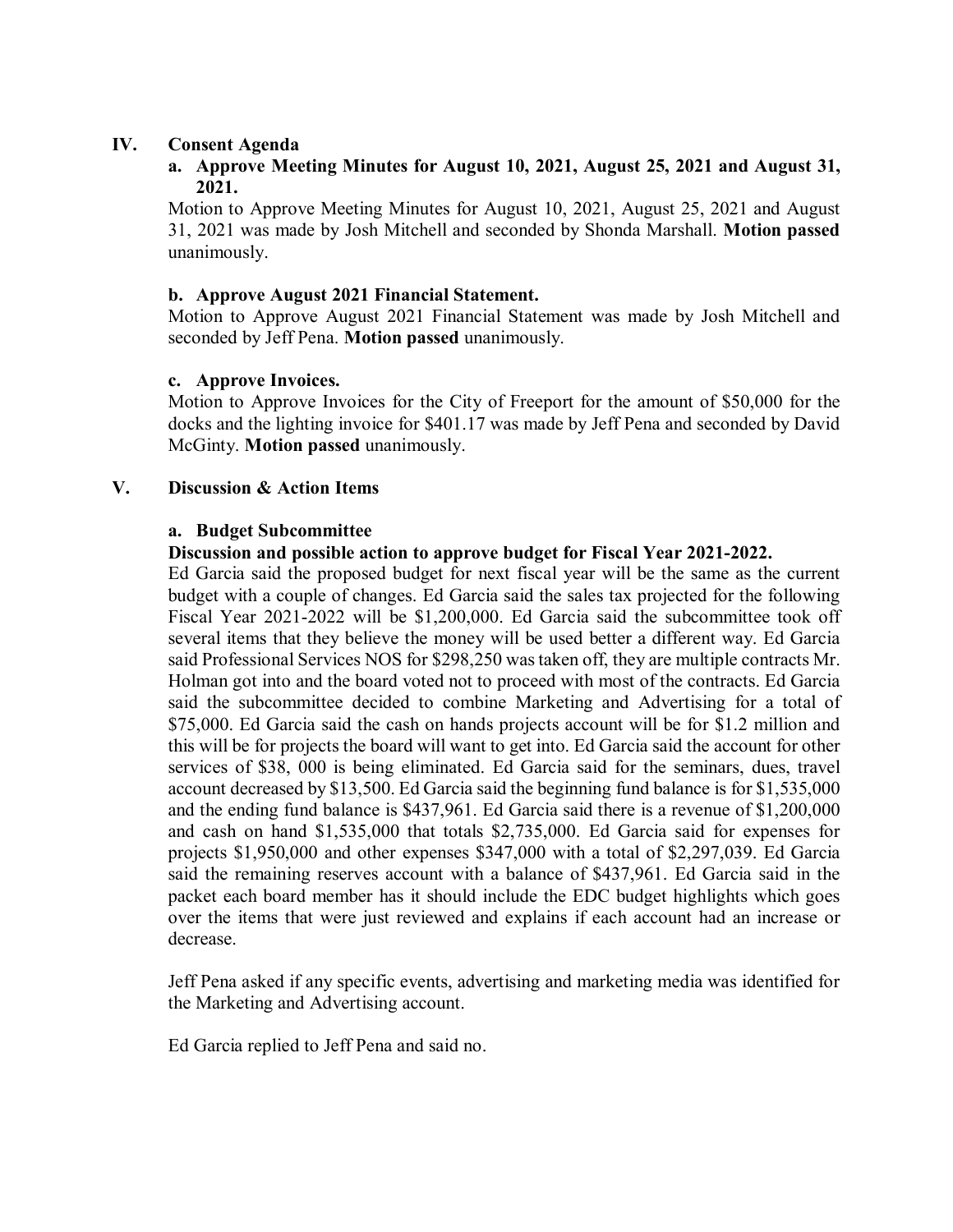## IV. Consent Agenda

### a. Approve Meeting Minutes for August 10, 2021, August 25, 2021 and August 31, 2021.

Motion to Approve Meeting Minutes for August 10, 2021, August 25, 2021 and August 31, 2021 was made by Josh Mitchell and seconded by Shonda Marshall. **Motion passed** unanimously.

### b. Approve August 2021 Financial Statement.

Motion to Approve August 2021 Financial Statement was made by Josh Mitchell and seconded by Jeff Pena. **Motion passed** unanimously.

### c. Approve Invoices.

Motion to Approve Invoices for the City of Freeport for the amount of $50,000 for the docks and the lighting invoice for $401.17 was made by Jeff Pena and seconded by David McGinty. **Motion passed** unanimously.

## V. Discussion & Action Items

### a. Budget Subcommittee

**Discussion and possible action to approve budget for Fiscal Year 2021-2022.**

Ed Garcia said the proposed budget for next fiscal year will be the same as the current budget with a couple of changes. Ed Garcia said the sales tax projected for the following Fiscal Year 2021-2022 will be $1,200,000. Ed Garcia said the subcommittee took off several items that they believe the money will be used better a different way. Ed Garcia said Professional Services NOS for $298,250 was taken off, they are multiple contracts Mr. Holman got into and the board voted not to proceed with most of the contracts. Ed Garcia said the subcommittee decided to combine Marketing and Advertising for a total of $75,000. Ed Garcia said the cash on hands projects account will be for $1.2 million and this will be for projects the board will want to get into. Ed Garcia said the account for other services of $38, 000 is being eliminated. Ed Garcia said for the seminars, dues, travel account decreased by $13,500. Ed Garcia said the beginning fund balance is for $1,535,000 and the ending fund balance is $437,961. Ed Garcia said there is a revenue of $1,200,000 and cash on hand $1,535,000 that totals $2,735,000. Ed Garcia said for expenses for projects $1,950,000 and other expenses $347,000 with a total of $2,297,039. Ed Garcia said the remaining reserves account with a balance of $437,961. Ed Garcia said in the packet each board member has it should include the EDC budget highlights which goes over the items that were just reviewed and explains if each account had an increase or decrease.

Jeff Pena asked if any specific events, advertising and marketing media was identified for the Marketing and Advertising account.

Ed Garcia replied to Jeff Pena and said no.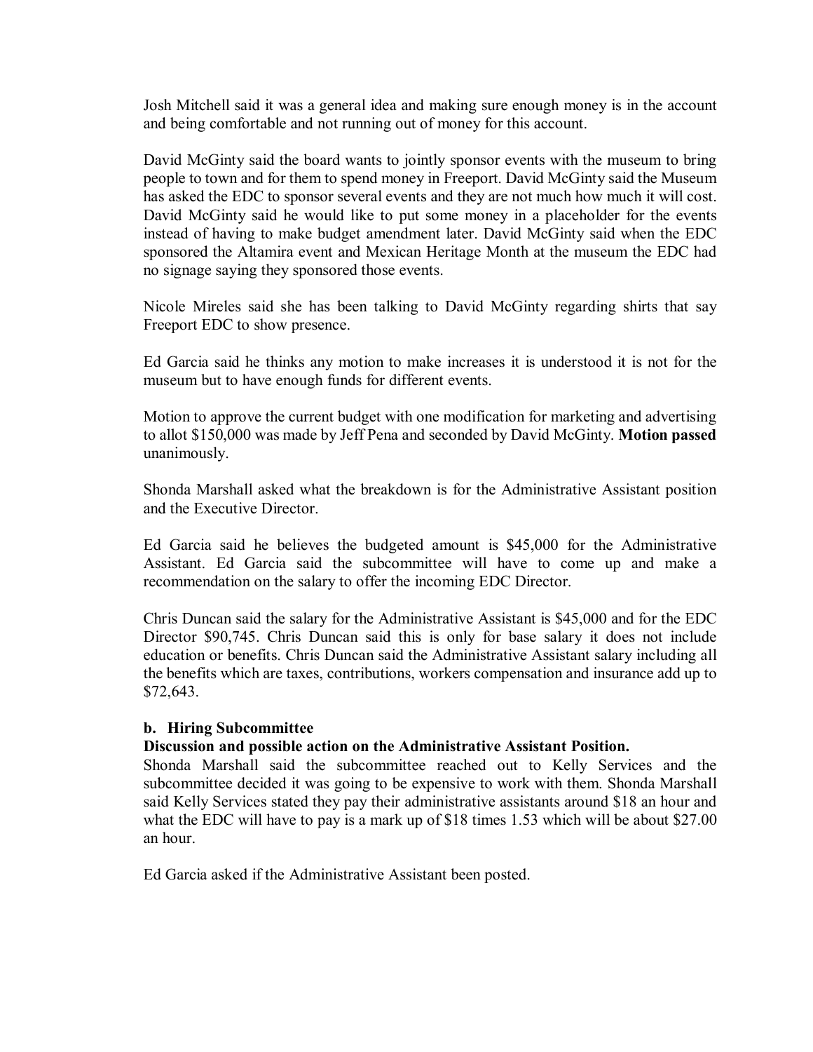Josh Mitchell said it was a general idea and making sure enough money is in the account and being comfortable and not running out of money for this account.

David McGinty said the board wants to jointly sponsor events with the museum to bring people to town and for them to spend money in Freeport. David McGinty said the Museum has asked the EDC to sponsor several events and they are not much how much it will cost. David McGinty said he would like to put some money in a placeholder for the events instead of having to make budget amendment later. David McGinty said when the EDC sponsored the Altamira event and Mexican Heritage Month at the museum the EDC had no signage saying they sponsored those events.

Nicole Mireles said she has been talking to David McGinty regarding shirts that say Freeport EDC to show presence.

Ed Garcia said he thinks any motion to make increases it is understood it is not for the museum but to have enough funds for different events.

Motion to approve the current budget with one modification for marketing and advertising to allot $150,000 was made by Jeff Pena and seconded by David McGinty. **Motion passed** unanimously.

Shonda Marshall asked what the breakdown is for the Administrative Assistant position and the Executive Director.

Ed Garcia said he believes the budgeted amount is $45,000 for the Administrative Assistant. Ed Garcia said the subcommittee will have to come up and make a recommendation on the salary to offer the incoming EDC Director.

Chris Duncan said the salary for the Administrative Assistant is $45,000 and for the EDC Director $90,745. Chris Duncan said this is only for base salary it does not include education or benefits. Chris Duncan said the Administrative Assistant salary including all the benefits which are taxes, contributions, workers compensation and insurance add up to $72,643.

**b. Hiring Subcommittee**

**Discussion and possible action on the Administrative Assistant Position.**

Shonda Marshall said the subcommittee reached out to Kelly Services and the subcommittee decided it was going to be expensive to work with them. Shonda Marshall said Kelly Services stated they pay their administrative assistants around $18 an hour and what the EDC will have to pay is a mark up of $18 times 1.53 which will be about $27.00 an hour.

Ed Garcia asked if the Administrative Assistant been posted.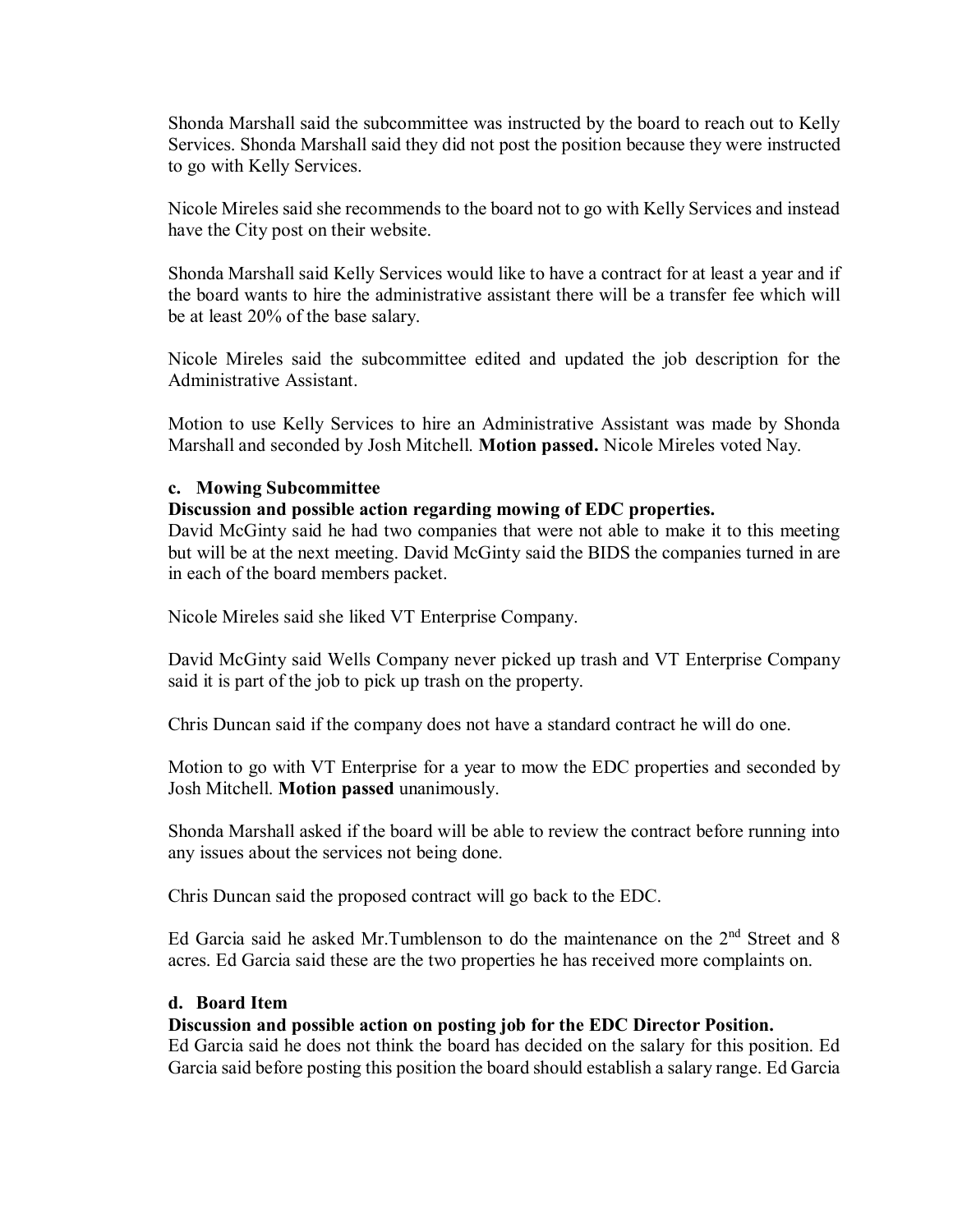Shonda Marshall said the subcommittee was instructed by the board to reach out to Kelly Services. Shonda Marshall said they did not post the position because they were instructed to go with Kelly Services.

Nicole Mireles said she recommends to the board not to go with Kelly Services and instead have the City post on their website.

Shonda Marshall said Kelly Services would like to have a contract for at least a year and if the board wants to hire the administrative assistant there will be a transfer fee which will be at least 20% of the base salary.

Nicole Mireles said the subcommittee edited and updated the job description for the Administrative Assistant.

Motion to use Kelly Services to hire an Administrative Assistant was made by Shonda Marshall and seconded by Josh Mitchell. **Motion passed.** Nicole Mireles voted Nay.

**c. Mowing Subcommittee**

**Discussion and possible action regarding mowing of EDC properties.**

David McGinty said he had two companies that were not able to make it to this meeting but will be at the next meeting. David McGinty said the BIDS the companies turned in are in each of the board members packet.

Nicole Mireles said she liked VT Enterprise Company.

David McGinty said Wells Company never picked up trash and VT Enterprise Company said it is part of the job to pick up trash on the property.

Chris Duncan said if the company does not have a standard contract he will do one.

Motion to go with VT Enterprise for a year to mow the EDC properties and seconded by Josh Mitchell. **Motion passed** unanimously.

Shonda Marshall asked if the board will be able to review the contract before running into any issues about the services not being done.

Chris Duncan said the proposed contract will go back to the EDC.

Ed Garcia said he asked Mr.Tumblenson to do the maintenance on the 2nd Street and 8 acres. Ed Garcia said these are the two properties he has received more complaints on.

**d. Board Item**

**Discussion and possible action on posting job for the EDC Director Position.**

Ed Garcia said he does not think the board has decided on the salary for this position. Ed Garcia said before posting this position the board should establish a salary range. Ed Garcia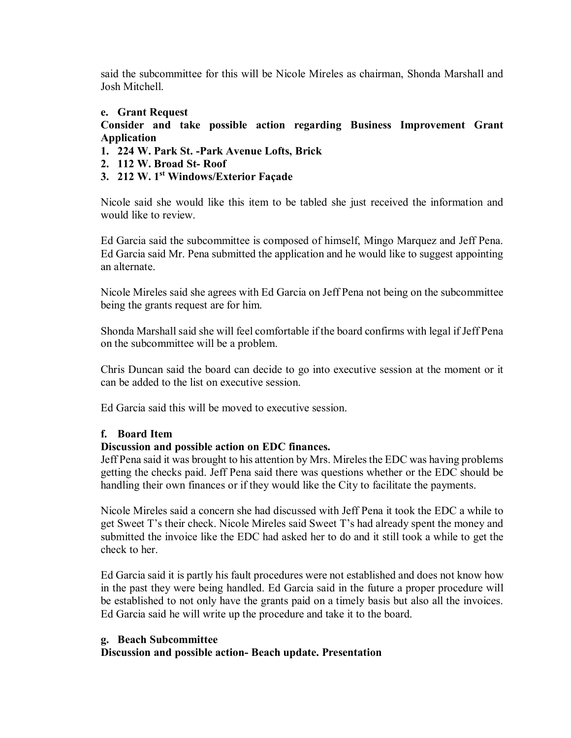said the subcommittee for this will be Nicole Mireles as chairman, Shonda Marshall and Josh Mitchell.

**e. Grant Request**

**Consider and take possible action regarding Business Improvement Grant Application**

1. **224 W. Park St. -Park Avenue Lofts, Brick**
2. **112 W. Broad St- Roof**
3. **212 W. 1st Windows/Exterior Façade**

Nicole said she would like this item to be tabled she just received the information and would like to review.

Ed Garcia said the subcommittee is composed of himself, Mingo Marquez and Jeff Pena. Ed Garcia said Mr. Pena submitted the application and he would like to suggest appointing an alternate.

Nicole Mireles said she agrees with Ed Garcia on Jeff Pena not being on the subcommittee being the grants request are for him.

Shonda Marshall said she will feel comfortable if the board confirms with legal if Jeff Pena on the subcommittee will be a problem.

Chris Duncan said the board can decide to go into executive session at the moment or it can be added to the list on executive session.

Ed Garcia said this will be moved to executive session.

**f. Board Item**

**Discussion and possible action on EDC finances.**

Jeff Pena said it was brought to his attention by Mrs. Mireles the EDC was having problems getting the checks paid. Jeff Pena said there was questions whether or the EDC should be handling their own finances or if they would like the City to facilitate the payments.

Nicole Mireles said a concern she had discussed with Jeff Pena it took the EDC a while to get Sweet T's their check. Nicole Mireles said Sweet T's had already spent the money and submitted the invoice like the EDC had asked her to do and it still took a while to get the check to her.

Ed Garcia said it is partly his fault procedures were not established and does not know how in the past they were being handled. Ed Garcia said in the future a proper procedure will be established to not only have the grants paid on a timely basis but also all the invoices. Ed Garcia said he will write up the procedure and take it to the board.

**g. Beach Subcommittee**

**Discussion and possible action- Beach update. Presentation**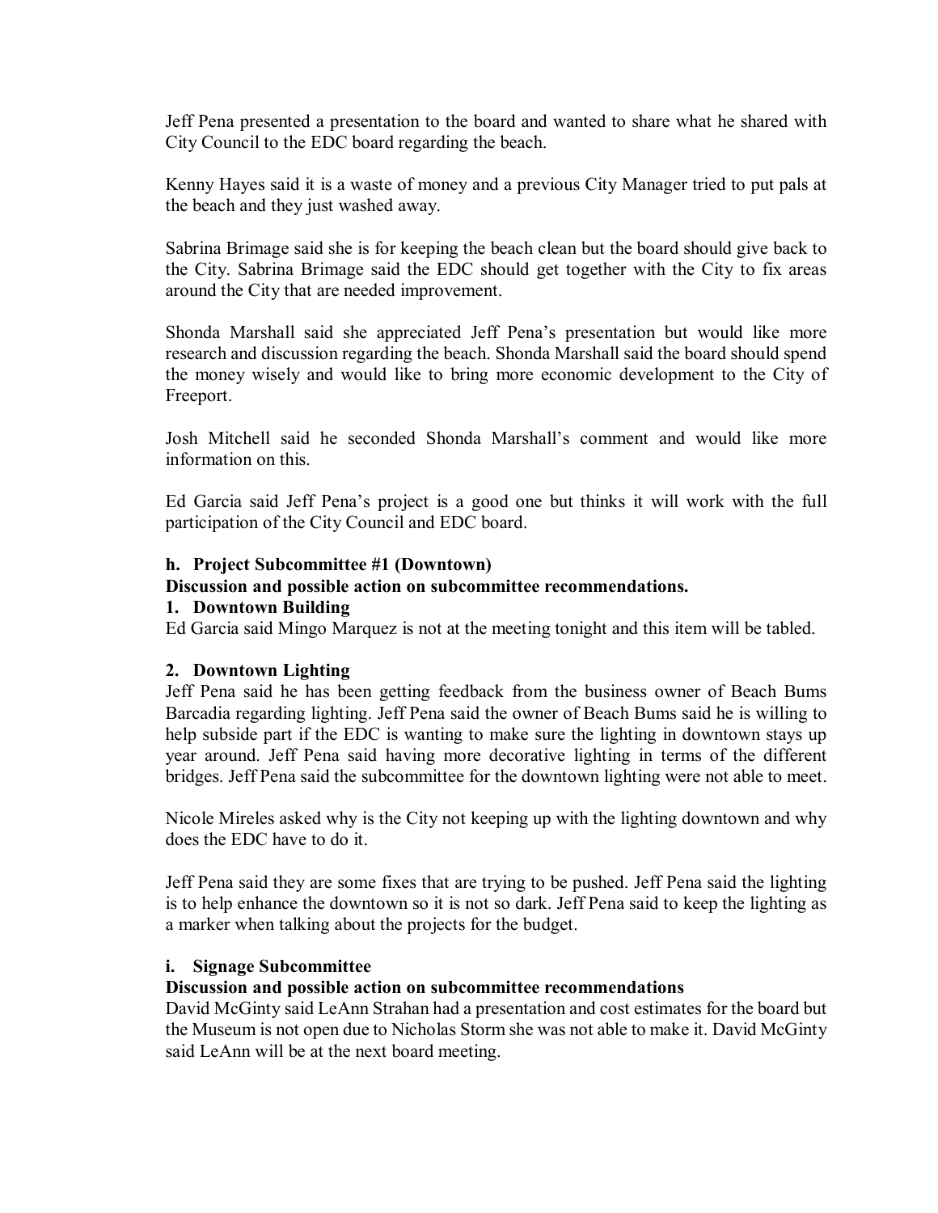Jeff Pena presented a presentation to the board and wanted to share what he shared with City Council to the EDC board regarding the beach.

Kenny Hayes said it is a waste of money and a previous City Manager tried to put pals at the beach and they just washed away.

Sabrina Brimage said she is for keeping the beach clean but the board should give back to the City. Sabrina Brimage said the EDC should get together with the City to fix areas around the City that are needed improvement.

Shonda Marshall said she appreciated Jeff Pena's presentation but would like more research and discussion regarding the beach. Shonda Marshall said the board should spend the money wisely and would like to bring more economic development to the City of Freeport.

Josh Mitchell said he seconded Shonda Marshall's comment and would like more information on this.

Ed Garcia said Jeff Pena's project is a good one but thinks it will work with the full participation of the City Council and EDC board.

**h. Project Subcommittee #1 (Downtown)**
**Discussion and possible action on subcommittee recommendations.**
**1. Downtown Building**
Ed Garcia said Mingo Marquez is not at the meeting tonight and this item will be tabled.

**2. Downtown Lighting**
Jeff Pena said he has been getting feedback from the business owner of Beach Bums Barcadia regarding lighting. Jeff Pena said the owner of Beach Bums said he is willing to help subside part if the EDC is wanting to make sure the lighting in downtown stays up year around. Jeff Pena said having more decorative lighting in terms of the different bridges. Jeff Pena said the subcommittee for the downtown lighting were not able to meet.

Nicole Mireles asked why is the City not keeping up with the lighting downtown and why does the EDC have to do it.

Jeff Pena said they are some fixes that are trying to be pushed. Jeff Pena said the lighting is to help enhance the downtown so it is not so dark. Jeff Pena said to keep the lighting as a marker when talking about the projects for the budget.

**i. Signage Subcommittee**
**Discussion and possible action on subcommittee recommendations**
David McGinty said LeAnn Strahan had a presentation and cost estimates for the board but the Museum is not open due to Nicholas Storm she was not able to make it. David McGinty said LeAnn will be at the next board meeting.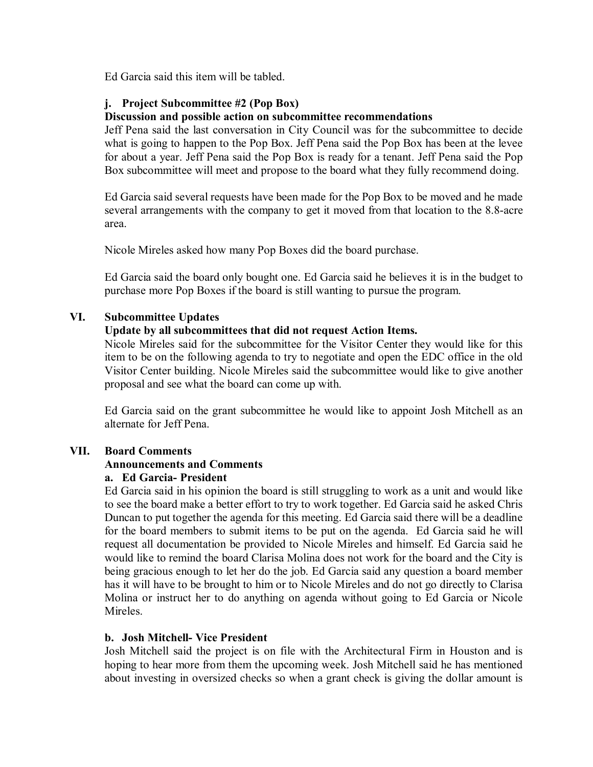Ed Garcia said this item will be tabled.

**j. Project Subcommittee #2 (Pop Box)**

**Discussion and possible action on subcommittee recommendations**

Jeff Pena said the last conversation in City Council was for the subcommittee to decide what is going to happen to the Pop Box. Jeff Pena said the Pop Box has been at the levee for about a year. Jeff Pena said the Pop Box is ready for a tenant. Jeff Pena said the Pop Box subcommittee will meet and propose to the board what they fully recommend doing.

Ed Garcia said several requests have been made for the Pop Box to be moved and he made several arrangements with the company to get it moved from that location to the 8.8-acre area.

Nicole Mireles asked how many Pop Boxes did the board purchase.

Ed Garcia said the board only bought one. Ed Garcia said he believes it is in the budget to purchase more Pop Boxes if the board is still wanting to pursue the program.

## VI. Subcommittee Updates

**Update by all subcommittees that did not request Action Items.**

Nicole Mireles said for the subcommittee for the Visitor Center they would like for this item to be on the following agenda to try to negotiate and open the EDC office in the old Visitor Center building. Nicole Mireles said the subcommittee would like to give another proposal and see what the board can come up with.

Ed Garcia said on the grant subcommittee he would like to appoint Josh Mitchell as an alternate for Jeff Pena.

## VII. Board Comments

**Announcements and Comments**

**a. Ed Garcia- President**

Ed Garcia said in his opinion the board is still struggling to work as a unit and would like to see the board make a better effort to try to work together. Ed Garcia said he asked Chris Duncan to put together the agenda for this meeting. Ed Garcia said there will be a deadline for the board members to submit items to be put on the agenda. Ed Garcia said he will request all documentation be provided to Nicole Mireles and himself. Ed Garcia said he would like to remind the board Clarisa Molina does not work for the board and the City is being gracious enough to let her do the job. Ed Garcia said any question a board member has it will have to be brought to him or to Nicole Mireles and do not go directly to Clarisa Molina or instruct her to do anything on agenda without going to Ed Garcia or Nicole Mireles.

**b. Josh Mitchell- Vice President**

Josh Mitchell said the project is on file with the Architectural Firm in Houston and is hoping to hear more from them the upcoming week. Josh Mitchell said he has mentioned about investing in oversized checks so when a grant check is giving the dollar amount is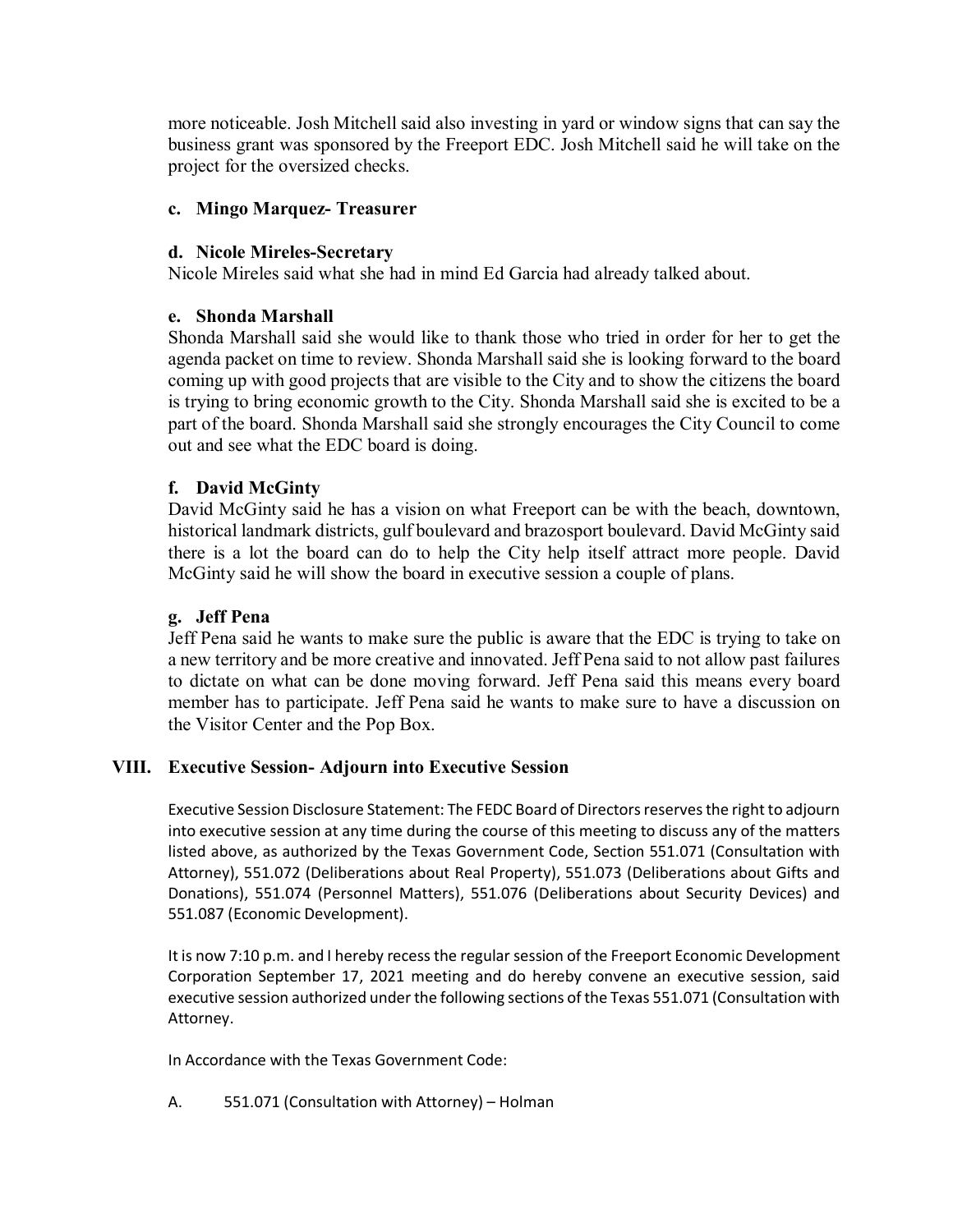more noticeable. Josh Mitchell said also investing in yard or window signs that can say the business grant was sponsored by the Freeport EDC. Josh Mitchell said he will take on the project for the oversized checks.

### c. Mingo Marquez- Treasurer

### d. Nicole Mireles-Secretary

Nicole Mireles said what she had in mind Ed Garcia had already talked about.

### e. Shonda Marshall

Shonda Marshall said she would like to thank those who tried in order for her to get the agenda packet on time to review. Shonda Marshall said she is looking forward to the board coming up with good projects that are visible to the City and to show the citizens the board is trying to bring economic growth to the City. Shonda Marshall said she is excited to be a part of the board. Shonda Marshall said she strongly encourages the City Council to come out and see what the EDC board is doing.

### f. David McGinty

David McGinty said he has a vision on what Freeport can be with the beach, downtown, historical landmark districts, gulf boulevard and brazosport boulevard. David McGinty said there is a lot the board can do to help the City help itself attract more people. David McGinty said he will show the board in executive session a couple of plans.

### g. Jeff Pena

Jeff Pena said he wants to make sure the public is aware that the EDC is trying to take on a new territory and be more creative and innovated. Jeff Pena said to not allow past failures to dictate on what can be done moving forward. Jeff Pena said this means every board member has to participate. Jeff Pena said he wants to make sure to have a discussion on the Visitor Center and the Pop Box.

## VIII. Executive Session- Adjourn into Executive Session

Executive Session Disclosure Statement: The FEDC Board of Directors reserves the right to adjourn into executive session at any time during the course of this meeting to discuss any of the matters listed above, as authorized by the Texas Government Code, Section 551.071 (Consultation with Attorney), 551.072 (Deliberations about Real Property), 551.073 (Deliberations about Gifts and Donations), 551.074 (Personnel Matters), 551.076 (Deliberations about Security Devices) and 551.087 (Economic Development).

It is now 7:10 p.m. and I hereby recess the regular session of the Freeport Economic Development Corporation September 17, 2021 meeting and do hereby convene an executive session, said executive session authorized under the following sections of the Texas 551.071 (Consultation with Attorney.

In Accordance with the Texas Government Code:

A. 551.071 (Consultation with Attorney) – Holman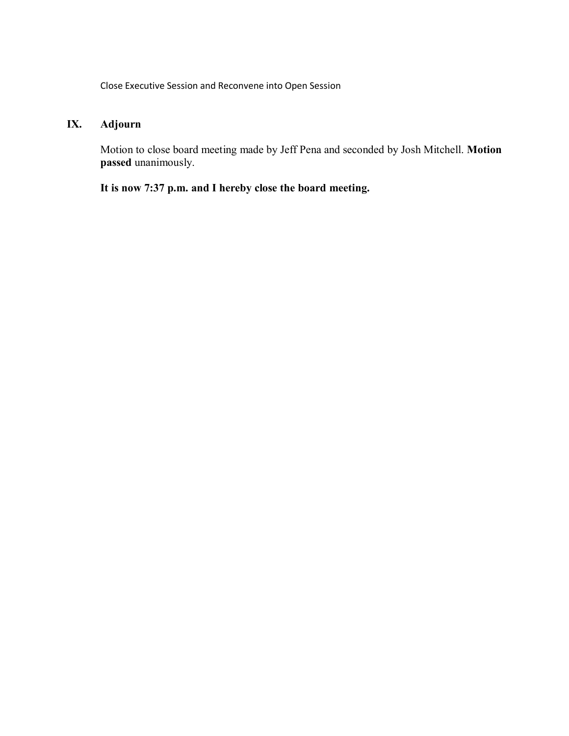Close Executive Session and Reconvene into Open Session

## IX. Adjourn

Motion to close board meeting made by Jeff Pena and seconded by Josh Mitchell. **Motion passed** unanimously.

**It is now 7:37 p.m. and I hereby close the board meeting.**